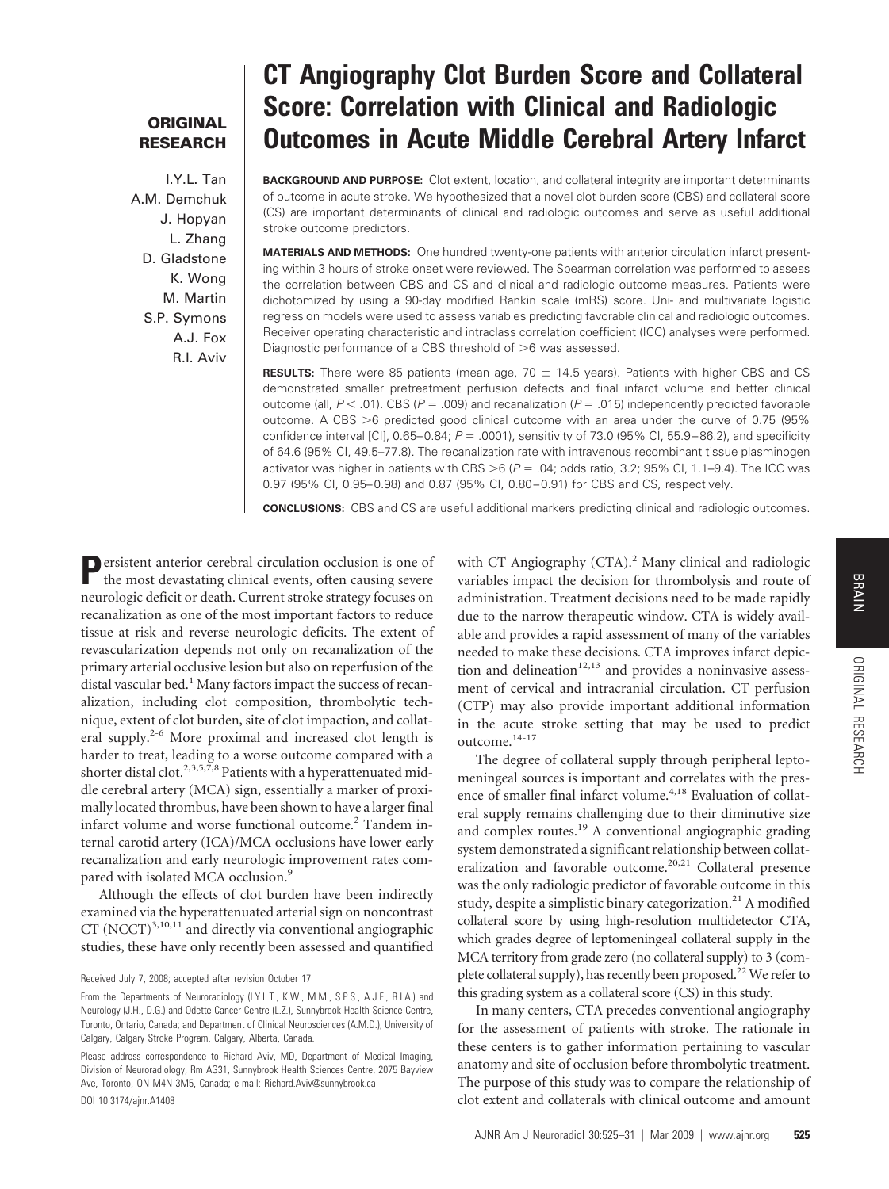**ORIGINAL RESEARCH**

# CT Angiography Clot Burden Score and Collateral Score: Correlation with Clinical and Radiologic Outcomes in Acute Middle Cerebral Artery Infarct

I.Y.L. Tan
A.M. Demchuk
J. Hopyan
L. Zhang
D. Gladstone
K. Wong
M. Martin
S.P. Symons
A.J. Fox
R.I. Aviv

**BACKGROUND AND PURPOSE:** Clot extent, location, and collateral integrity are important determinants of outcome in acute stroke. We hypothesized that a novel clot burden score (CBS) and collateral score (CS) are important determinants of clinical and radiologic outcomes and serve as useful additional stroke outcome predictors.

**MATERIALS AND METHODS:** One hundred twenty-one patients with anterior circulation infarct presenting within 3 hours of stroke onset were reviewed. The Spearman correlation was performed to assess the correlation between CBS and CS and clinical and radiologic outcome measures. Patients were dichotomized by using a 90-day modified Rankin scale (mRS) score. Uni- and multivariate logistic regression models were used to assess variables predicting favorable clinical and radiologic outcomes. Receiver operating characteristic and intraclass correlation coefficient (ICC) analyses were performed. Diagnostic performance of a CBS threshold of >6 was assessed.

**RESULTS:** There were 85 patients (mean age, 70 ± 14.5 years). Patients with higher CBS and CS demonstrated smaller pretreatment perfusion defects and final infarct volume and better clinical outcome (all, $P < .01$). CBS ($P = .009$) and recanalization ($P = .015$) independently predicted favorable outcome. A CBS >6 predicted good clinical outcome with an area under the curve of 0.75 (95% confidence interval [CI], 0.65–0.84; $P = .0001$), sensitivity of 73.0 (95% CI, 55.9–86.2), and specificity of 64.6 (95% CI, 49.5–77.8). The recanalization rate with intravenous recombinant tissue plasminogen activator was higher in patients with CBS >6 ($P = .04$; odds ratio, 3.2; 95% CI, 1.1–9.4). The ICC was 0.97 (95% CI, 0.95–0.98) and 0.87 (95% CI, 0.80–0.91) for CBS and CS, respectively.

**CONCLUSIONS:** CBS and CS are useful additional markers predicting clinical and radiologic outcomes.

Persistent anterior cerebral circulation occlusion is one of the most devastating clinical events, often causing severe neurologic deficit or death. Current stroke strategy focuses on recanalization as one of the most important factors to reduce tissue at risk and reverse neurologic deficits. The extent of revascularization depends not only on recanalization of the primary arterial occlusive lesion but also on reperfusion of the distal vascular bed.[1] Many factors impact the success of recanalization, including clot composition, thrombolytic technique, extent of clot burden, site of clot impaction, and collateral supply.[2-6] More proximal and increased clot length is harder to treat, leading to a worse outcome compared with a shorter distal clot.[2,3,5,7,8] Patients with a hyperattenuated middle cerebral artery (MCA) sign, essentially a marker of proximally located thrombus, have been shown to have a larger final infarct volume and worse functional outcome.[2] Tandem internal carotid artery (ICA)/MCA occlusions have lower early recanalization and early neurologic improvement rates compared with isolated MCA occlusion.[9]

Although the effects of clot burden have been indirectly examined via the hyperattenuated arterial sign on noncontrast CT (NCCT)[3,10,11] and directly via conventional angiographic studies, these have only recently been assessed and quantified with CT Angiography (CTA).[2] Many clinical and radiologic variables impact the decision for thrombolysis and route of administration. Treatment decisions need to be made rapidly due to the narrow therapeutic window. CTA is widely available and provides a rapid assessment of many of the variables needed to make these decisions. CTA improves infarct depiction and delineation[12,13] and provides a noninvasive assessment of cervical and intracranial circulation. CT perfusion (CTP) may also provide important additional information in the acute stroke setting that may be used to predict outcome.[14-17]

The degree of collateral supply through peripheral leptomeningeal sources is important and correlates with the presence of smaller final infarct volume.[4,18] Evaluation of collateral supply remains challenging due to their diminutive size and complex routes.[19] A conventional angiographic grading system demonstrated a significant relationship between collateralization and favorable outcome.[20,21] Collateral presence was the only radiologic predictor of favorable outcome in this study, despite a simplistic binary categorization.[21] A modified collateral score by using high-resolution multidetector CTA, which grades degree of leptomeningeal collateral supply in the MCA territory from grade zero (no collateral supply) to 3 (complete collateral supply), has recently been proposed.[22] We refer to this grading system as a collateral score (CS) in this study.

In many centers, CTA precedes conventional angiography for the assessment of patients with stroke. The rationale in these centers is to gather information pertaining to vascular anatomy and site of occlusion before thrombolytic treatment. The purpose of this study was to compare the relationship of clot extent and collaterals with clinical outcome and amount

Received July 7, 2008; accepted after revision October 17.

From the Departments of Neuroradiology (I.Y.L.T., K.W., M.M., S.P.S., A.J.F., R.I.A.) and Neurology (J.H., D.G.) and Odette Cancer Centre (L.Z.), Sunnybrook Health Science Centre, Toronto, Ontario, Canada; and Department of Clinical Neurosciences (A.M.D.), University of Calgary, Calgary Stroke Program, Calgary, Alberta, Canada.

Please address correspondence to Richard Aviv, MD, Department of Medical Imaging, Division of Neuroradiology, Rm AG31, Sunnybrook Health Sciences Centre, 2075 Bayview Ave, Toronto, ON M4N 3M5, Canada; e-mail: Richard.Aviv@sunnybrook.ca

DOI 10.3174/ajnr.A1408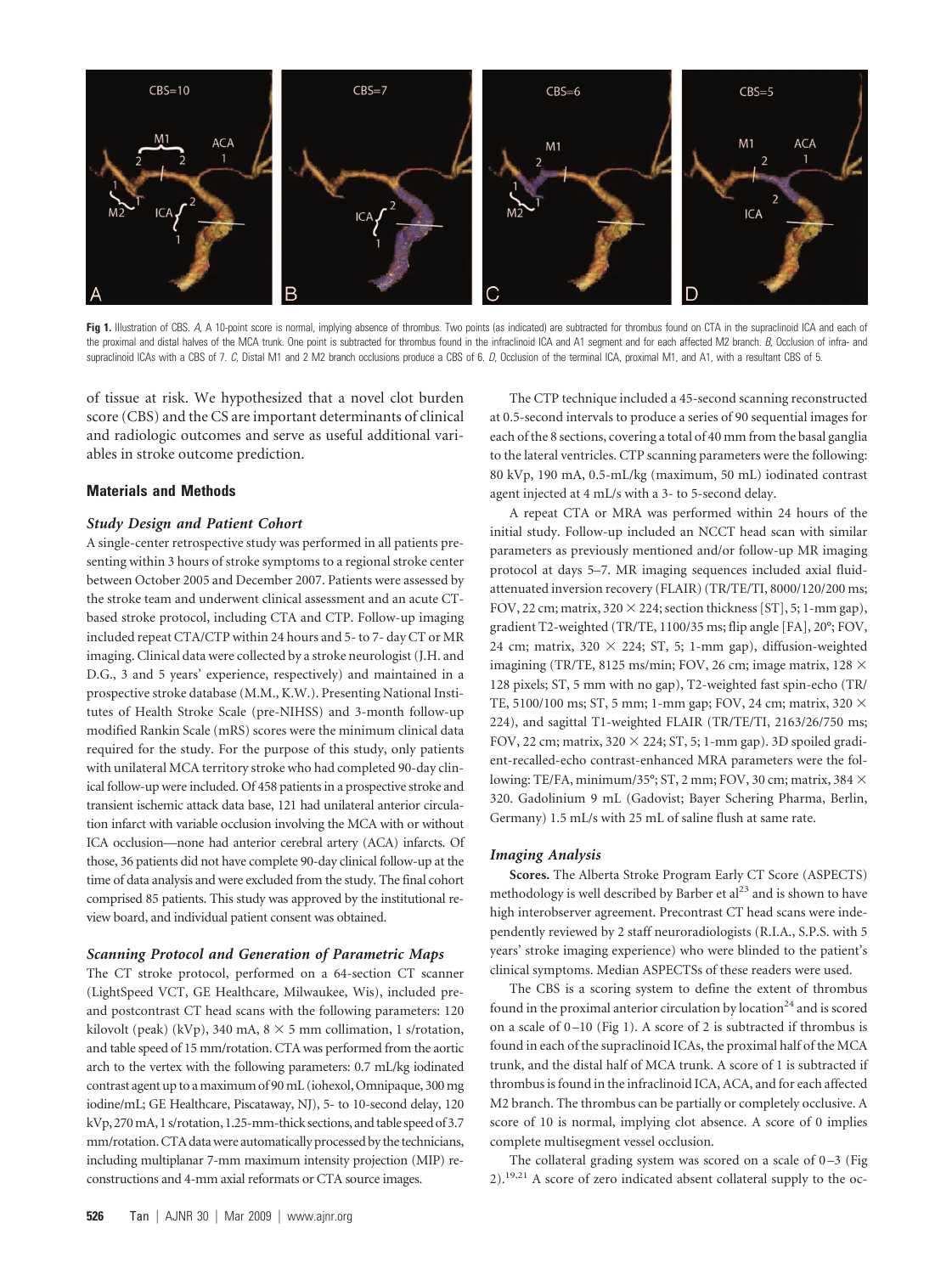**Fig 1.** Illustration of CBS. *A*, A 10-point score is normal, implying absence of thrombus. Two points (as indicated) are subtracted for thrombus found on CTA in the supraclinoid ICA and each of the proximal and distal halves of the MCA trunk. One point is subtracted for thrombus found in the infraclinoid ICA and A1 segment and for each affected M2 branch. *B*, Occlusion of infra- and supraclinoid ICAs with a CBS of 7. *C*, Distal M1 and 2 M2 branch occlusions produce a CBS of 6. *D*, Occlusion of the terminal ICA, proximal M1, and A1, with a resultant CBS of 5.

of tissue at risk. We hypothesized that a novel clot burden score (CBS) and the CS are important determinants of clinical and radiologic outcomes and serve as useful additional variables in stroke outcome prediction.

## Materials and Methods

### *Study Design and Patient Cohort*

A single-center retrospective study was performed in all patients presenting within 3 hours of stroke symptoms to a regional stroke center between October 2005 and December 2007. Patients were assessed by the stroke team and underwent clinical assessment and an acute CT-based stroke protocol, including CTA and CTP. Follow-up imaging included repeat CTA/CTP within 24 hours and 5- to 7- day CT or MR imaging. Clinical data were collected by a stroke neurologist (J.H. and D.G., 3 and 5 years' experience, respectively) and maintained in a prospective stroke database (M.M., K.W.). Presenting National Institutes of Health Stroke Scale (pre-NIHSS) and 3-month follow-up modified Rankin Scale (mRS) scores were the minimum clinical data required for the study. For the purpose of this study, only patients with unilateral MCA territory stroke who had completed 90-day clinical follow-up were included. Of 458 patients in a prospective stroke and transient ischemic attack data base, 121 had unilateral anterior circulation infarct with variable occlusion involving the MCA with or without ICA occlusion—none had anterior cerebral artery (ACA) infarcts. Of those, 36 patients did not have complete 90-day clinical follow-up at the time of data analysis and were excluded from the study. The final cohort comprised 85 patients. This study was approved by the institutional review board, and individual patient consent was obtained.

### *Scanning Protocol and Generation of Parametric Maps*

The CT stroke protocol, performed on a 64-section CT scanner (LightSpeed VCT, GE Healthcare, Milwaukee, Wis), included pre- and postcontrast CT head scans with the following parameters: 120 kilovolt (peak) (kVp), 340 mA, 8 × 5 mm collimation, 1 s/rotation, and table speed of 15 mm/rotation. CTA was performed from the aortic arch to the vertex with the following parameters: 0.7 mL/kg iodinated contrast agent up to a maximum of 90 mL (iohexol, Omnipaque, 300 mg iodine/mL; GE Healthcare, Piscataway, NJ), 5- to 10-second delay, 120 kVp, 270 mA, 1 s/rotation, 1.25-mm-thick sections, and table speed of 3.7 mm/rotation. CTA data were automatically processed by the technicians, including multiplanar 7-mm maximum intensity projection (MIP) reconstructions and 4-mm axial reformats or CTA source images.

The CTP technique included a 45-second scanning reconstructed at 0.5-second intervals to produce a series of 90 sequential images for each of the 8 sections, covering a total of 40 mm from the basal ganglia to the lateral ventricles. CTP scanning parameters were the following: 80 kVp, 190 mA, 0.5-mL/kg (maximum, 50 mL) iodinated contrast agent injected at 4 mL/s with a 3- to 5-second delay.

A repeat CTA or MRA was performed within 24 hours of the initial study. Follow-up included an NCCT head scan with similar parameters as previously mentioned and/or follow-up MR imaging protocol at days 5–7. MR imaging sequences included axial fluid-attenuated inversion recovery (FLAIR) (TR/TE/TI, 8000/120/200 ms; FOV, 22 cm; matrix, 320 × 224; section thickness [ST], 5; 1-mm gap), gradient T2-weighted (TR/TE, 1100/35 ms; flip angle [FA], 20°; FOV, 24 cm; matrix, 320 × 224; ST, 5; 1-mm gap), diffusion-weighted imagining (TR/TE, 8125 ms/min; FOV, 26 cm; image matrix, 128 × 128 pixels; ST, 5 mm with no gap), T2-weighted fast spin-echo (TR/TE, 5100/100 ms; ST, 5 mm; 1-mm gap; FOV, 24 cm; matrix, 320 × 224), and sagittal T1-weighted FLAIR (TR/TE/TI, 2163/26/750 ms; FOV, 22 cm; matrix, 320 × 224; ST, 5; 1-mm gap). 3D spoiled gradient-recalled-echo contrast-enhanced MRA parameters were the following: TE/FA, minimum/35°; ST, 2 mm; FOV, 30 cm; matrix, 384 × 320. Gadolinium 9 mL (Gadovist; Bayer Schering Pharma, Berlin, Germany) 1.5 mL/s with 25 mL of saline flush at same rate.

### *Imaging Analysis*

**Scores.** The Alberta Stroke Program Early CT Score (ASPECTS) methodology is well described by Barber et al[23] and is shown to have high interobserver agreement. Precontrast CT head scans were independently reviewed by 2 staff neuroradiologists (R.I.A., S.P.S. with 5 years' stroke imaging experience) who were blinded to the patient's clinical symptoms. Median ASPECTSs of these readers were used.

The CBS is a scoring system to define the extent of thrombus found in the proximal anterior circulation by location[24] and is scored on a scale of 0–10 (Fig 1). A score of 2 is subtracted if thrombus is found in each of the supraclinoid ICAs, the proximal half of the MCA trunk, and the distal half of MCA trunk. A score of 1 is subtracted if thrombus is found in the infraclinoid ICA, ACA, and for each affected M2 branch. The thrombus can be partially or completely occlusive. A score of 10 is normal, implying clot absence. A score of 0 implies complete multisegment vessel occlusion.

The collateral grading system was scored on a scale of 0–3 (Fig 2).[19,21] A score of zero indicated absent collateral supply to the oc-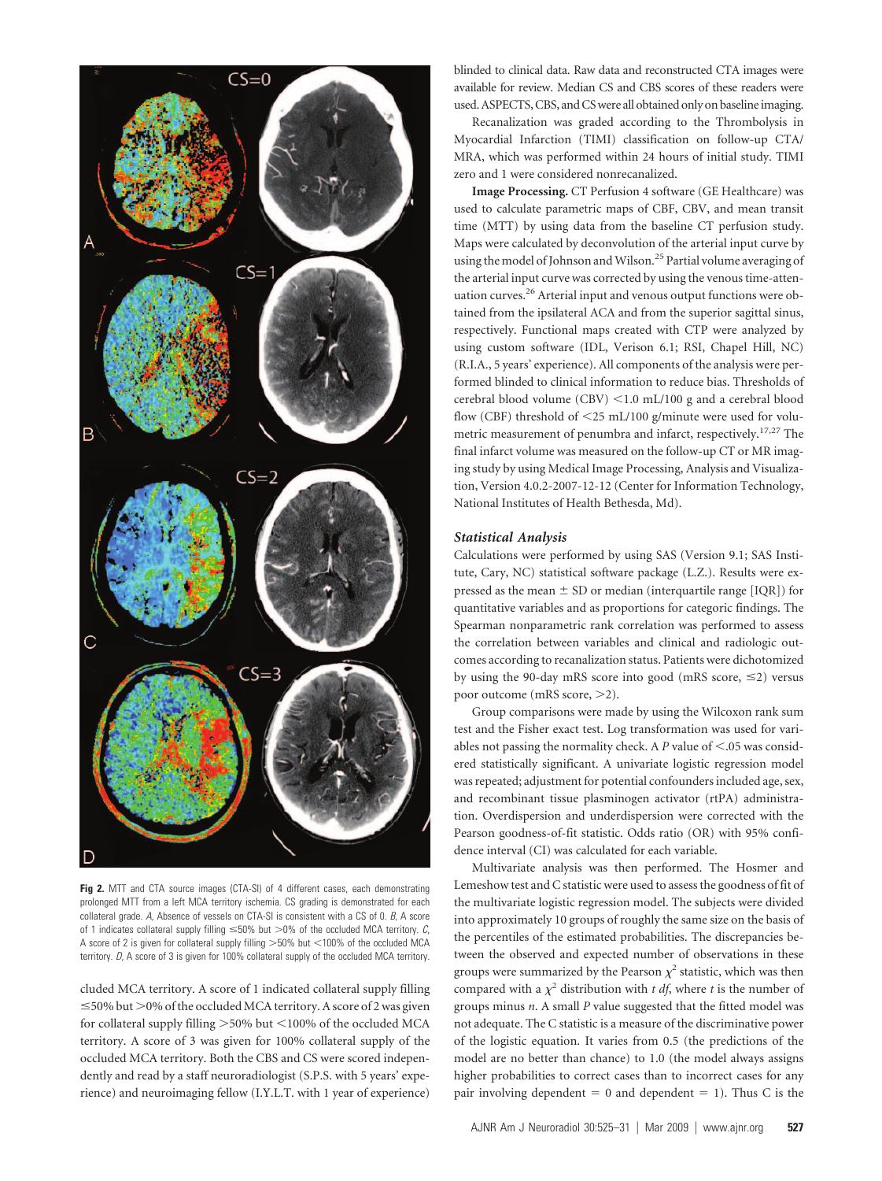**Fig 2.** MTT and CTA source images (CTA-SI) of 4 different cases, each demonstrating prolonged MTT from a left MCA territory ischemia. CS grading is demonstrated for each collateral grade. *A*, Absence of vessels on CTA-SI is consistent with a CS of 0. *B*, A score of 1 indicates collateral supply filling ≤50% but >0% of the occluded MCA territory. *C*, A score of 2 is given for collateral supply filling >50% but <100% of the occluded MCA territory. *D*, A score of 3 is given for 100% collateral supply of the occluded MCA territory.

cluded MCA territory. A score of 1 indicated collateral supply filling ≤50% but >0% of the occluded MCA territory. A score of 2 was given for collateral supply filling >50% but <100% of the occluded MCA territory. A score of 3 was given for 100% collateral supply of the occluded MCA territory. Both the CBS and CS were scored independently and read by a staff neuroradiologist (S.P.S. with 5 years' experience) and neuroimaging fellow (I.Y.L.T. with 1 year of experience) blinded to clinical data. Raw data and reconstructed CTA images were available for review. Median CS and CBS scores of these readers were used. ASPECTS, CBS, and CS were all obtained only on baseline imaging.

Recanalization was graded according to the Thrombolysis in Myocardial Infarction (TIMI) classification on follow-up CTA/MRA, which was performed within 24 hours of initial study. TIMI zero and 1 were considered nonrecanalized.

**Image Processing.** CT Perfusion 4 software (GE Healthcare) was used to calculate parametric maps of CBF, CBV, and mean transit time (MTT) by using data from the baseline CT perfusion study. Maps were calculated by deconvolution of the arterial input curve by using the model of Johnson and Wilson.[25] Partial volume averaging of the arterial input curve was corrected by using the venous time-attenuation curves.[26] Arterial input and venous output functions were obtained from the ipsilateral ACA and from the superior sagittal sinus, respectively. Functional maps created with CTP were analyzed by using custom software (IDL, Verison 6.1; RSI, Chapel Hill, NC) (R.I.A., 5 years' experience). All components of the analysis were performed blinded to clinical information to reduce bias. Thresholds of cerebral blood volume (CBV) <1.0 mL/100 g and a cerebral blood flow (CBF) threshold of <25 mL/100 g/minute were used for volumetric measurement of penumbra and infarct, respectively.[17,27] The final infarct volume was measured on the follow-up CT or MR imaging study by using Medical Image Processing, Analysis and Visualization, Version 4.0.2-2007-12-12 (Center for Information Technology, National Institutes of Health Bethesda, Md).

### *Statistical Analysis*

Calculations were performed by using SAS (Version 9.1; SAS Institute, Cary, NC) statistical software package (L.Z.). Results were expressed as the mean ± SD or median (interquartile range [IQR]) for quantitative variables and as proportions for categoric findings. The Spearman nonparametric rank correlation was performed to assess the correlation between variables and clinical and radiologic outcomes according to recanalization status. Patients were dichotomized by using the 90-day mRS score into good (mRS score, ≤2) versus poor outcome (mRS score, >2).

Group comparisons were made by using the Wilcoxon rank sum test and the Fisher exact test. Log transformation was used for variables not passing the normality check. A *P* value of <.05 was considered statistically significant. A univariate logistic regression model was repeated; adjustment for potential confounders included age, sex, and recombinant tissue plasminogen activator (rtPA) administration. Overdispersion and underdispersion were corrected with the Pearson goodness-of-fit statistic. Odds ratio (OR) with 95% confidence interval (CI) was calculated for each variable.

Multivariate analysis was then performed. The Hosmer and Lemeshow test and C statistic were used to assess the goodness of fit of the multivariate logistic regression model. The subjects were divided into approximately 10 groups of roughly the same size on the basis of the percentiles of the estimated probabilities. The discrepancies between the observed and expected number of observations in these groups were summarized by the Pearson $\chi^2$ statistic, which was then compared with a $\chi^2$ distribution with *t df*, where *t* is the number of groups minus *n*. A small *P* value suggested that the fitted model was not adequate. The C statistic is a measure of the discriminative power of the logistic equation. It varies from 0.5 (the predictions of the model are no better than chance) to 1.0 (the model always assigns higher probabilities to correct cases than to incorrect cases for any pair involving dependent = 0 and dependent = 1). Thus C is the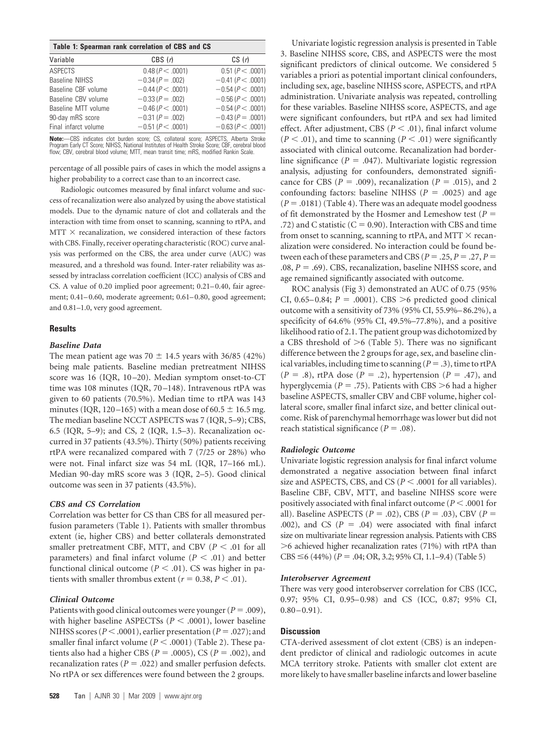**Table 1: Spearman rank correlation of CBS and CS**

| Variable | CBS (*r*) | CS (*r*) |
|---|---|---|
| ASPECTS | 0.48 ($P < .0001$) | 0.51 ($P < .0001$) |
| Baseline NIHSS | −0.34 ($P = .002$) | −0.41 ($P < .0001$) |
| Baseline CBF volume | −0.44 ($P < .0001$) | −0.54 ($P < .0001$) |
| Baseline CBV volume | −0.33 ($P = .002$) | −0.56 ($P < .0001$) |
| Baseline MTT volume | −0.46 ($P < .0001$) | −0.54 ($P < .0001$) |
| 90-day mRS score | −0.31 ($P = .002$) | −0.43 ($P = .0001$) |
| Final infarct volume | −0.51 ($P < .0001$) | −0.63 ($P < .0001$) |

**Note:**—CBS indicates clot burden score; CS, collateral score; ASPECTS, Alberta Stroke Program Early CT Score; NIHSS, National Institutes of Health Stroke Score; CBF, cerebral blood flow; CBV, cerebral blood volume; MTT, mean transit time; mRS, modified Rankin Scale.

percentage of all possible pairs of cases in which the model assigns a higher probability to a correct case than to an incorrect case.

Radiologic outcomes measured by final infarct volume and success of recanalization were also analyzed by using the above statistical models. Due to the dynamic nature of clot and collaterals and the interaction with time from onset to scanning, scanning to rtPA, and MTT × recanalization, we considered interaction of these factors with CBS. Finally, receiver operating characteristic (ROC) curve analysis was performed on the CBS, the area under curve (AUC) was measured, and a threshold was found. Inter-rater reliability was assessed by intraclass correlation coefficient (ICC) analysis of CBS and CS. A value of 0.20 implied poor agreement; 0.21–0.40, fair agreement; 0.41–0.60, moderate agreement; 0.61–0.80, good agreement; and 0.81–1.0, very good agreement.

## Results

### *Baseline Data*

The mean patient age was 70 ± 14.5 years with 36/85 (42%) being male patients. Baseline median pretreatment NIHSS score was 16 (IQR, 10–20). Median symptom onset-to-CT time was 108 minutes (IQR, 70–148). Intravenous rtPA was given to 60 patients (70.5%). Median time to rtPA was 143 minutes (IQR, 120–165) with a mean dose of 60.5 ± 16.5 mg. The median baseline NCCT ASPECTS was 7 (IQR, 5–9); CBS, 6.5 (IQR, 5–9); and CS, 2 (IQR, 1.5–3). Recanalization occurred in 37 patients (43.5%). Thirty (50%) patients receiving rtPA were recanalized compared with 7 (7/25 or 28%) who were not. Final infarct size was 54 mL (IQR, 17–166 mL). Median 90-day mRS score was 3 (IQR, 2–5). Good clinical outcome was seen in 37 patients (43.5%).

### *CBS and CS Correlation*

Correlation was better for CS than CBS for all measured perfusion parameters (Table 1). Patients with smaller thrombus extent (ie, higher CBS) and better collaterals demonstrated smaller pretreatment CBF, MTT, and CBV ($P < .01$ for all parameters) and final infarct volume ($P < .01$) and better functional clinical outcome ($P < .01$). CS was higher in patients with smaller thrombus extent ($r = 0.38$, $P < .01$).

### *Clinical Outcome*

Patients with good clinical outcomes were younger ($P = .009$), with higher baseline ASPECTSs ($P < .0001$), lower baseline NIHSS scores ($P < .0001$), earlier presentation ($P = .027$); and smaller final infarct volume ($P < .0001$) (Table 2). These patients also had a higher CBS ($P = .0005$), CS ($P = .002$), and recanalization rates ($P = .022$) and smaller perfusion defects. No rtPA or sex differences were found between the 2 groups.

Univariate logistic regression analysis is presented in Table 3. Baseline NIHSS score, CBS, and ASPECTS were the most significant predictors of clinical outcome. We considered 5 variables a priori as potential important clinical confounders, including sex, age, baseline NIHSS score, ASPECTS, and rtPA administration. Univariate analysis was repeated, controlling for these variables. Baseline NIHSS score, ASPECTS, and age were significant confounders, but rtPA and sex had limited effect. After adjustment, CBS ($P < .01$), final infarct volume ($P < .01$), and time to scanning ($P < .01$) were significantly associated with clinical outcome. Recanalization had borderline significance ($P = .047$). Multivariate logistic regression analysis, adjusting for confounders, demonstrated significance for CBS ($P = .009$), recanalization ($P = .015$), and 2 confounding factors: baseline NIHSS ($P = .0025$) and age ($P = .0181$) (Table 4). There was an adequate model goodness of fit demonstrated by the Hosmer and Lemeshow test ($P = .72$) and C statistic ($C = 0.90$). Interaction with CBS and time from onset to scanning, scanning to rtPA, and MTT × recanalization were considered. No interaction could be found between each of these parameters and CBS ($P = .25$, $P = .27$, $P = .08$, $P = .69$). CBS, recanalization, baseline NIHSS score, and age remained significantly associated with outcome.

ROC analysis (Fig 3) demonstrated an AUC of 0.75 (95% CI, 0.65–0.84; $P = .0001$). CBS >6 predicted good clinical outcome with a sensitivity of 73% (95% CI, 55.9%–86.2%), a specificity of 64.6% (95% CI, 49.5%–77.8%), and a positive likelihood ratio of 2.1. The patient group was dichotomized by a CBS threshold of >6 (Table 5). There was no significant difference between the 2 groups for age, sex, and baseline clinical variables, including time to scanning ($P = .3$), time to rtPA ($P = .8$), rtPA dose ($P = .2$), hypertension ($P = .47$), and hyperglycemia ($P = .75$). Patients with CBS >6 had a higher baseline ASPECTS, smaller CBV and CBF volume, higher collateral score, smaller final infarct size, and better clinical outcome. Risk of parenchymal hemorrhage was lower but did not reach statistical significance ($P = .08$).

### *Radiologic Outcome*

Univariate logistic regression analysis for final infarct volume demonstrated a negative association between final infarct size and ASPECTS, CBS, and CS ($P < .0001$ for all variables). Baseline CBF, CBV, MTT, and baseline NIHSS score were positively associated with final infarct outcome ($P < .0001$ for all). Baseline ASPECTS ($P = .02$), CBS ($P = .03$), CBV ($P = .002$), and CS ($P = .04$) were associated with final infarct size on multivariate linear regression analysis. Patients with CBS >6 achieved higher recanalization rates (71%) with rtPA than CBS ≤6 (44%) ($P = .04$; OR, 3.2; 95% CI, 1.1–9.4) (Table 5)

### *Interobserver Agreement*

There was very good interobserver correlation for CBS (ICC, 0.97; 95% CI, 0.95–0.98) and CS (ICC, 0.87; 95% CI, 0.80–0.91).

## Discussion

CTA-derived assessment of clot extent (CBS) is an independent predictor of clinical and radiologic outcomes in acute MCA territory stroke. Patients with smaller clot extent are more likely to have smaller baseline infarcts and lower baseline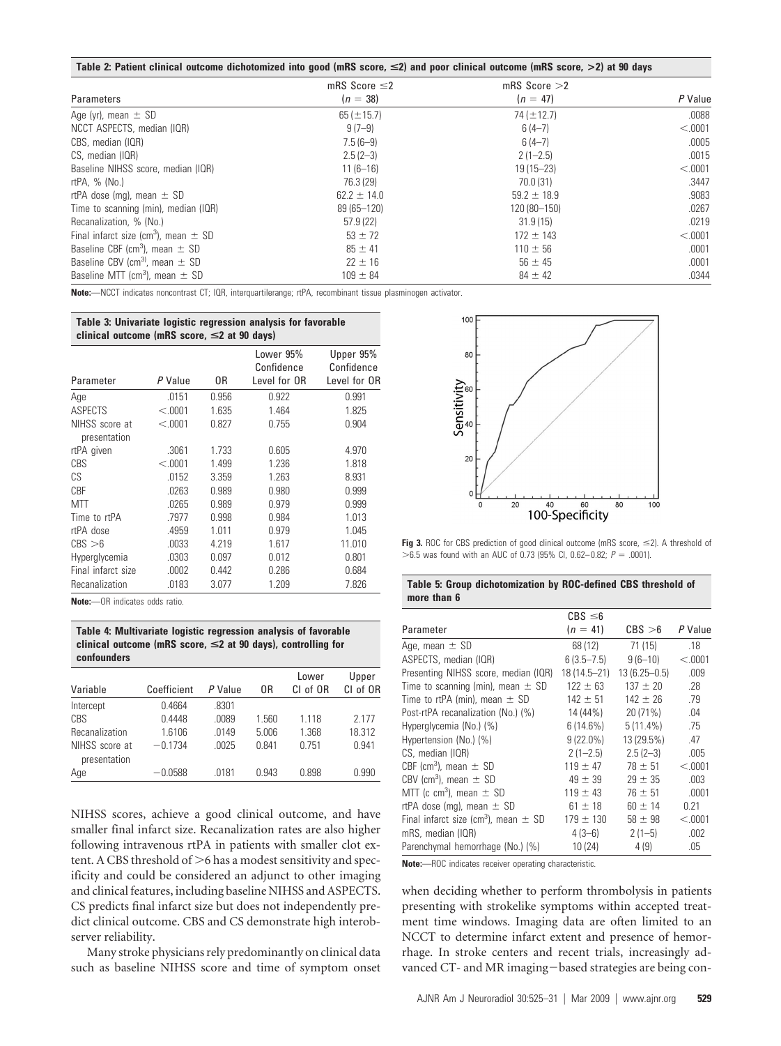**Table 2: Patient clinical outcome dichotomized into good (mRS score, ≤2) and poor clinical outcome (mRS score, >2) at 90 days**

| Parameters | mRS Score ≤2 (n = 38) | mRS Score >2 (n = 47) | P Value |
|---|---|---|---|
| Age (yr), mean ± SD | 65 (±15.7) | 74 (±12.7) | .0088 |
| NCCT ASPECTS, median (IQR) | 9 (7–9) | 6 (4–7) | <.0001 |
| CBS, median (IQR) | 7.5 (6–9) | 6 (4–7) | .0005 |
| CS, median (IQR) | 2.5 (2–3) | 2 (1–2.5) | .0015 |
| Baseline NIHSS score, median (IQR) | 11 (6–16) | 19 (15–23) | <.0001 |
| rtPA, % (No.) | 76.3 (29) | 70.0 (31) | .3447 |
| rtPA dose (mg), mean ± SD | 62.2 ± 14.0 | 59.2 ± 18.9 | .9083 |
| Time to scanning (min), median (IQR) | 89 (65–120) | 120 (80–150) | .0267 |
| Recanalization, % (No.) | 57.9 (22) | 31.9 (15) | .0219 |
| Final infarct size ($cm^3$), mean ± SD | 53 ± 72 | 172 ± 143 | <.0001 |
| Baseline CBF ($cm^3$), mean ± SD | 85 ± 41 | 110 ± 56 | .0001 |
| Baseline CBV ($cm^3$), mean ± SD | 22 ± 16 | 56 ± 45 | .0001 |
| Baseline MTT ($cm^3$), mean ± SD | 109 ± 84 | 84 ± 42 | .0344 |

**Note:**—NCCT indicates noncontrast CT; IQR, interquartilerange; rtPA, recombinant tissue plasminogen activator.

**Table 3: Univariate logistic regression analysis for favorable clinical outcome (mRS score, ≤2 at 90 days)**

| Parameter | P Value | OR | Lower 95% Confidence Level for OR | Upper 95% Confidence Level for OR |
|---|---|---|---|---|
| Age | .0151 | 0.956 | 0.922 | 0.991 |
| ASPECTS | <.0001 | 1.635 | 1.464 | 1.825 |
| NIHSS score at presentation | <.0001 | 0.827 | 0.755 | 0.904 |
| rtPA given | .3061 | 1.733 | 0.605 | 4.970 |
| CBS | <.0001 | 1.499 | 1.236 | 1.818 |
| CS | .0152 | 3.359 | 1.263 | 8.931 |
| CBF | .0263 | 0.989 | 0.980 | 0.999 |
| MTT | .0265 | 0.989 | 0.979 | 0.999 |
| Time to rtPA | .7977 | 0.998 | 0.984 | 1.013 |
| rtPA dose | .4959 | 1.011 | 0.979 | 1.045 |
| CBS >6 | .0033 | 4.219 | 1.617 | 11.010 |
| Hyperglycemia | .0303 | 0.097 | 0.012 | 0.801 |
| Final infarct size | .0002 | 0.442 | 0.286 | 0.684 |
| Recanalization | .0183 | 3.077 | 1.209 | 7.826 |

**Note:**—OR indicates odds ratio.

**Table 4: Multivariate logistic regression analysis of favorable clinical outcome (mRS score, ≤2 at 90 days), controlling for confounders**

| Variable | Coefficient | P Value | OR | Lower CI of OR | Upper CI of OR |
|---|---|---|---|---|---|
| Intercept | 0.4664 | .8301 | | | |
| CBS | 0.4448 | .0089 | 1.560 | 1.118 | 2.177 |
| Recanalization | 1.6106 | .0149 | 5.006 | 1.368 | 18.312 |
| NIHSS score at presentation | −0.1734 | .0025 | 0.841 | 0.751 | 0.941 |
| Age | −0.0588 | .0181 | 0.943 | 0.898 | 0.990 |

NIHSS scores, achieve a good clinical outcome, and have smaller final infarct size. Recanalization rates are also higher following intravenous rtPA in patients with smaller clot extent. A CBS threshold of >6 has a modest sensitivity and specificity and could be considered an adjunct to other imaging and clinical features, including baseline NIHSS and ASPECTS. CS predicts final infarct size but does not independently predict clinical outcome. CBS and CS demonstrate high interobserver reliability.

Many stroke physicians rely predominantly on clinical data such as baseline NIHSS score and time of symptom onset when deciding whether to perform thrombolysis in patients presenting with strokelike symptoms within accepted treatment time windows. Imaging data are often limited to an NCCT to determine infarct extent and presence of hemorrhage. In stroke centers and recent trials, increasingly advanced CT- and MR imaging–based strategies are being con-

**Fig 3.** ROC for CBS prediction of good clinical outcome (mRS score, ≤2). A threshold of >6.5 was found with an AUC of 0.73 (95% CI, 0.62–0.82; P = .0001).

**Table 5: Group dichotomization by ROC-defined CBS threshold of more than 6**

| Parameter | CBS ≤6 (n = 41) | CBS >6 | P Value |
|---|---|---|---|
| Age, mean ± SD | 68 (12) | 71 (15) | .18 |
| ASPECTS, median (IQR) | 6 (3.5–7.5) | 9 (6–10) | <.0001 |
| Presenting NIHSS score, median (IQR) | 18 (14.5–21) | 13 (6.25–0.5) | .009 |
| Time to scanning (min), mean ± SD | 122 ± 63 | 137 ± 20 | .28 |
| Time to rtPA (min), mean ± SD | 142 ± 51 | 142 ± 26 | .79 |
| Post-rtPA recanalization (No.) (%) | 14 (44%) | 20 (71%) | .04 |
| Hyperglycemia (No.) (%) | 6 (14.6%) | 5 (11.4%) | .75 |
| Hypertension (No.) (%) | 9 (22.0%) | 13 (29.5%) | .47 |
| CS, median (IQR) | 2 (1–2.5) | 2.5 (2–3) | .005 |
| CBF ($cm^3$), mean ± SD | 119 ± 47 | 78 ± 51 | <.0001 |
| CBV ($cm^3$), mean ± SD | 49 ± 39 | 29 ± 35 | .003 |
| MTT (c $cm^3$), mean ± SD | 119 ± 43 | 76 ± 51 | .0001 |
| rtPA dose (mg), mean ± SD | 61 ± 18 | 60 ± 14 | 0.21 |
| Final infarct size ($cm^3$), mean ± SD | 179 ± 130 | 58 ± 98 | <.0001 |
| mRS, median (IQR) | 4 (3–6) | 2 (1–5) | .002 |
| Parenchymal hemorrhage (No.) (%) | 10 (24) | 4 (9) | .05 |

**Note:**—ROC indicates receiver operating characteristic.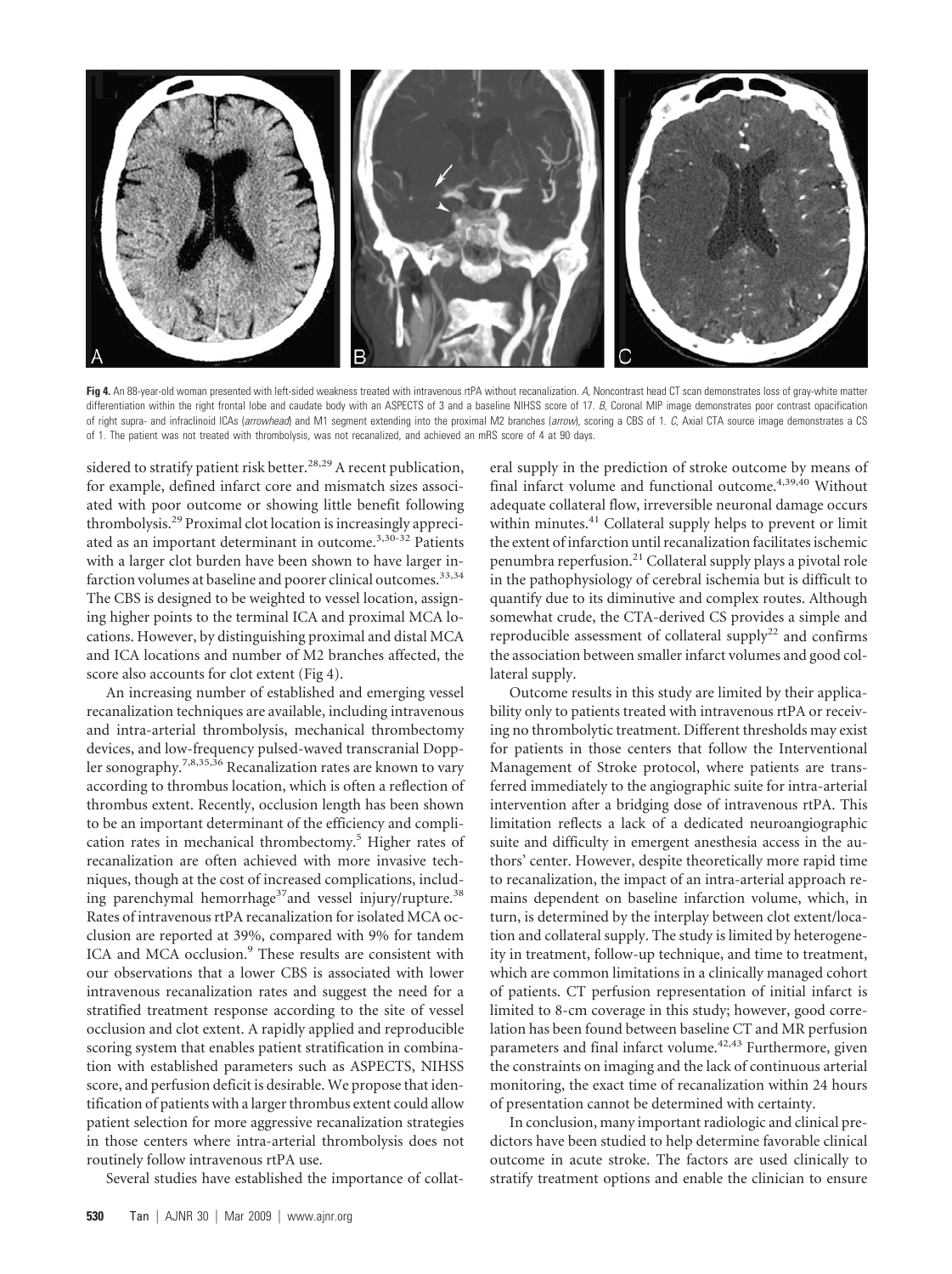**Fig 4.** An 88-year-old woman presented with left-sided weakness treated with intravenous rtPA without recanalization. *A*, Noncontrast head CT scan demonstrates loss of gray-white matter differentiation within the right frontal lobe and caudate body with an ASPECTS of 3 and a baseline NIHSS score of 17. *B*, Coronal MIP image demonstrates poor contrast opacification of right supra- and infraclinoid ICAs (*arrowhead*) and M1 segment extending into the proximal M2 branches (*arrow*), scoring a CBS of 1. *C*, Axial CTA source image demonstrates a CS of 1. The patient was not treated with thrombolysis, was not recanalized, and achieved an mRS score of 4 at 90 days.

sidered to stratify patient risk better.[28,29] A recent publication, for example, defined infarct core and mismatch sizes associated with poor outcome or showing little benefit following thrombolysis.[29] Proximal clot location is increasingly appreciated as an important determinant in outcome.[3,30-32] Patients with a larger clot burden have been shown to have larger infarction volumes at baseline and poorer clinical outcomes.[33,34] The CBS is designed to be weighted to vessel location, assigning higher points to the terminal ICA and proximal MCA locations. However, by distinguishing proximal and distal MCA and ICA locations and number of M2 branches affected, the score also accounts for clot extent (Fig 4).

An increasing number of established and emerging vessel recanalization techniques are available, including intravenous and intra-arterial thrombolysis, mechanical thrombectomy devices, and low-frequency pulsed-waved transcranial Doppler sonography.[7,8,35,36] Recanalization rates are known to vary according to thrombus location, which is often a reflection of thrombus extent. Recently, occlusion length has been shown to be an important determinant of the efficiency and complication rates in mechanical thrombectomy.[5] Higher rates of recanalization are often achieved with more invasive techniques, though at the cost of increased complications, including parenchymal hemorrhage[37] and vessel injury/rupture.[38] Rates of intravenous rtPA recanalization for isolated MCA occlusion are reported at 39%, compared with 9% for tandem ICA and MCA occlusion.[9] These results are consistent with our observations that a lower CBS is associated with lower intravenous recanalization rates and suggest the need for a stratified treatment response according to the site of vessel occlusion and clot extent. A rapidly applied and reproducible scoring system that enables patient stratification in combination with established parameters such as ASPECTS, NIHSS score, and perfusion deficit is desirable. We propose that identification of patients with a larger thrombus extent could allow patient selection for more aggressive recanalization strategies in those centers where intra-arterial thrombolysis does not routinely follow intravenous rtPA use.

Several studies have established the importance of collateral supply in the prediction of stroke outcome by means of final infarct volume and functional outcome.[4,39,40] Without adequate collateral flow, irreversible neuronal damage occurs within minutes.[41] Collateral supply helps to prevent or limit the extent of infarction until recanalization facilitates ischemic penumbra reperfusion.[21] Collateral supply plays a pivotal role in the pathophysiology of cerebral ischemia but is difficult to quantify due to its diminutive and complex routes. Although somewhat crude, the CTA-derived CS provides a simple and reproducible assessment of collateral supply[22] and confirms the association between smaller infarct volumes and good collateral supply.

Outcome results in this study are limited by their applicability only to patients treated with intravenous rtPA or receiving no thrombolytic treatment. Different thresholds may exist for patients in those centers that follow the Interventional Management of Stroke protocol, where patients are transferred immediately to the angiographic suite for intra-arterial intervention after a bridging dose of intravenous rtPA. This limitation reflects a lack of a dedicated neuroangiographic suite and difficulty in emergent anesthesia access in the authors' center. However, despite theoretically more rapid time to recanalization, the impact of an intra-arterial approach remains dependent on baseline infarction volume, which, in turn, is determined by the interplay between clot extent/location and collateral supply. The study is limited by heterogeneity in treatment, follow-up technique, and time to treatment, which are common limitations in a clinically managed cohort of patients. CT perfusion representation of initial infarct is limited to 8-cm coverage in this study; however, good correlation has been found between baseline CT and MR perfusion parameters and final infarct volume.[42,43] Furthermore, given the constraints on imaging and the lack of continuous arterial monitoring, the exact time of recanalization within 24 hours of presentation cannot be determined with certainty.

In conclusion, many important radiologic and clinical predictors have been studied to help determine favorable clinical outcome in acute stroke. The factors are used clinically to stratify treatment options and enable the clinician to ensure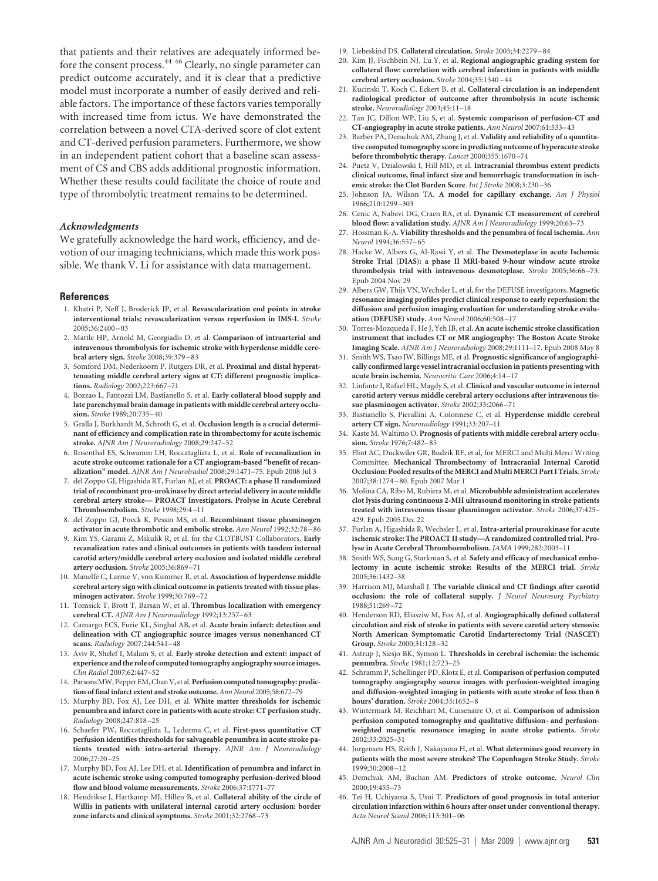that patients and their relatives are adequately informed before the consent process.[44-46] Clearly, no single parameter can predict outcome accurately, and it is clear that a predictive model must incorporate a number of easily derived and reliable factors. The importance of these factors varies temporally with increased time from ictus. We have demonstrated the correlation between a novel CTA-derived score of clot extent and CT-derived perfusion parameters. Furthermore, we show in an independent patient cohort that a baseline scan assessment of CS and CBS adds additional prognostic information. Whether these results could facilitate the choice of route and type of thrombolytic treatment remains to be determined.

### *Acknowledgments*

We gratefully acknowledge the hard work, efficiency, and devotion of our imaging technicians, which made this work possible. We thank V. Li for assistance with data management.

## References

1. Khatri P, Neff J, Broderick JP, et al. **Revascularization end points in stroke interventional trials: revascularization versus reperfusion in IMS-I.** *Stroke* 2005;36:2400–03
2. Mattle HP, Arnold M, Georgiadis D, et al. **Comparison of intraarterial and intravenous thrombolysis for ischemic stroke with hyperdense middle cerebral artery sign.** *Stroke* 2008;39:379–83
3. Somford DM, Nederkoorn P, Rutgers DR, et al. **Proximal and distal hyperattenuating middle cerebral artery signs at CT: different prognostic implications.** *Radiology* 2002;223:667–71
4. Bozzao L, Fantozzi LM, Bastianello S, et al. **Early collateral blood supply and late parenchymal brain damage in patients with middle cerebral artery occlusion.** *Stroke* 1989;20:735–40
5. Gralla J, Burkhardt M, Schroth G, et al. **Occlusion length is a crucial determinant of efficiency and complication rate in thrombectomy for acute ischemic stroke.** *AJNR Am J Neuroradiology* 2008;29:247–52
6. Rosenthal ES, Schwamm LH, Roccatagliata L, et al. **Role of recanalization in acute stroke outcome: rationale for a CT angiogram-based "benefit of recanalization" model.** *AJNR Am J Neurolradiol* 2008;29:1471–75. Epub 2008 Jul 3
7. del Zoppo GJ, Higashida RT, Furlan AJ, et al. **PROACT: a phase II randomized trial of recombinant pro-urokinase by direct arterial delivery in acute middle cerebral artery stroke— PROACT Investigators. Prolyse in Acute Cerebral Thromboembolism.** *Stroke* 1998;29:4–11
8. del Zoppo GJ, Poeck K, Pessin MS, et al. **Recombinant tissue plasminogen activator in acute thrombotic and embolic stroke.** *Ann Neurol* 1992;32:78–86
9. Kim YS, Garami Z, Mikulik R, et al, for the CLOTBUST Collaborators. **Early recanalization rates and clinical outcomes in patients with tandem internal carotid artery/middle cerebral artery occlusion and isolated middle cerebral artery occlusion.** *Stroke* 2005;36:869–71
10. Manelfe C, Larrue V, von Kummer R, et al. **Association of hyperdense middle cerebral artery sign with clinical outcome in patients treated with tissue plasminogen activator.** *Stroke* 1999;30:769–72
11. Tomsick T, Brott T, Barsan W, et al. **Thrombus localization with emergency cerebral CT.** *AJNR Am J Neuroradiology* 1992;13:257–63
12. Camargo ECS, Furie KL, Singhal AB, et al. **Acute brain infarct: detection and delineation with CT angiographic source images versus nonenhanced CT scans.** *Radiology* 2007;244:541–48
13. Aviv R, Shelef I, Malam S, et al. **Early stroke detection and extent: impact of experience and the role of computed tomography angiography source images.** *Clin Radiol* 2007;62:447–52
14. Parsons MW, Pepper EM, Chan V, et al. **Perfusion computed tomography: prediction of final infarct extent and stroke outcome.** *Ann Neurol* 2005;58:672–79
15. Murphy BD, Fox AJ, Lee DH, et al. **White matter thresholds for ischemic penumbra and infarct core in patients with acute stroke: CT perfusion study.** *Radiology* 2008;247:818–25
16. Schaefer PW, Roccatagliata L, Ledezma C, et al. **First-pass quantitative CT perfusion identifies thresholds for salvageable penumbra in acute stroke patients treated with intra-arterial therapy.** *AJNR Am J Neuroradiology* 2006;27:20–25
17. Murphy BD, Fox AJ, Lee DH, et al. **Identification of penumbra and infarct in acute ischemic stroke using computed tomography perfusion-derived blood flow and blood volume measurements.** *Stroke* 2006;37:1771–77
18. Hendrikse J, Hartkamp MJ, Hillen B, et al. **Collateral ability of the circle of Willis in patients with unilateral internal carotid artery occlusion: border zone infarcts and clinical symptoms.** *Stroke* 2001;32:2768–73
19. Liebeskind DS. **Collateral circulation.** *Stroke* 2003;34:2279–84
20. Kim JJ, Fischbein NJ, Lu Y, et al. **Regional angiographic grading system for collateral flow: correlation with cerebral infarction in patients with middle cerebral artery occlusion.** *Stroke* 2004;35:1340–44
21. Kucinski T, Koch C, Eckert B, et al. **Collateral circulation is an independent radiological predictor of outcome after thrombolysis in acute ischemic stroke.** *Neuroradiology* 2003;45:11–18
22. Tan JC, Dillon WP, Liu S, et al. **Systemic comparison of perfusion-CT and CT-angiography in acute stroke patients.** *Ann Neurol* 2007;61:533–43
23. Barber PA, Demchuk AM, Zhang J, et al. **Validity and reliability of a quantitative computed tomography score in predicting outcome of hyperacute stroke before thrombolytic therapy.** *Lancet* 2000;355:1670–74
24. Puetz V, Dzialowski I, Hill MD, et al. **Intracranial thrombus extent predicts clinical outcome, final infarct size and hemorrhagic transformation in ischemic stroke: the Clot Burden Score**. *Int J Stroke* 2008;3:230–36
25. Johnson JA, Wilson TA. **A model for capillary exchange.** *Am J Physiol* 1966;210:1299–303
26. Cenic A, Nabavi DG, Craen RA, et al. **Dynamic CT measurement of cerebral blood flow: a validation study.** *AJNR Am J Neuroradiology* 1999;20:63–73
27. Hossman K-A. **Viability thresholds and the penumbra of focal ischemia.** *Ann Neurol* 1994;36:557–65
28. Hacke W, Albers G, Al-Rawi Y, et al. **The Desmoteplase in acute Ischemic Stroke Trial (DIAS): a phase II MRI-based 9-hour window acute stroke thrombolysis trial with intravenous desmoteplase.** *Stroke* 2005;36:66–73. Epub 2004 Nov 29
29. Albers GW, Thijs VN, Wechsler L, et al, for the DEFUSE investigators. **Magnetic resonance imaging profiles predict clinical response to early reperfusion: the diffusion and perfusion imaging evaluation for understanding stroke evaluation (DEFUSE) study.** *Ann Neurol* 2006;60:508–17
30. Torres-Mozqueda F, He J, Yeh IB, et al. **An acute ischemic stroke classification instrument that includes CT or MR angiography: The Boston Acute Stroke Imaging Scale.** *AJNR Am J Neuroradiology* 2008;29:1111–17. Epub 2008 May 8
31. Smith WS, Tsao JW, Billings ME, et al. **Prognostic significance of angiographically confirmed large vessel intracranial occlusion in patients presenting with acute brain ischemia.** *Neurocritic Care* 2006;4:14–17
32. Linfante I, Rafael HL, Magdy S, et al. **Clinical and vascular outcome in internal carotid artery versus middle cerebral artery occlusions after intravenous tissue plasminogen activator.** *Stroke* 2002;33:2066–71
33. Bastianello S, Pierallini A, Colonnese C, et al. **Hyperdense middle cerebral artery CT sign.** *Neuroradiology* 1991;33:207–11
34. Kaste M, Waltimo O. **Prognosis of patients with middle cerebral artery occlusion.** *Stroke* 1976;7:482–85
35. Flint AC, Duckwiler GR, Budzik RF, et al, for MERCI and Multi Merci Writing Committee. **Mechanical Thrombectomy of Intracranial Internal Carotid Occlusion: Pooled results of the MERCI and Multi MERCI Part I Trials.** *Stroke* 2007;38:1274–80. Epub 2007 Mar 1
36. Molina CA, Ribo M, Rubiera M, et al. **Microbubble administration accelerates clot lysis during continuous 2-MH ultrasound monitoring in stroke patients treated with intravenous tissue plasminogen activator**. *Stroke* 2006;37:425–429. Epub 2005 Dec 22
37. Furlan A, Higashida R, Wechsler L, et al. **Intra-arterial prourokinase for acute ischemic stroke: The PROACT II study—A randomized controlled trial. Prolyse in Acute Cerebral Thromboembolism.** *JAMA* 1999;282:2003–11
38. Smith WS, Sung G, Starkman S, et al. **Safety and efficacy of mechanical embolectomy in acute ischemic stroke: Results of the MERCI trial.** *Stroke* 2005;36:1432–38
39. Harrison MJ, Marshall J. **The variable clinical and CT findings after carotid occlusion: the role of collateral supply.** *J Neurol Neurosurg Psychiatry* 1988;51:269–72
40. Henderson RD, Eliasziw M, Fox AJ, et al. **Angiographically defined collateral circulation and risk of stroke in patients with severe carotid artery stenosis: North American Symptomatic Carotid Endarterectomy Trial (NASCET) Group.** *Stroke* 2000;31:128–32
41. Astrup J, Siesjo BK, Symon L. **Thresholds in cerebral ischemia: the ischemic penumbra.** *Stroke* 1981;12:723–25
42. Schramm P, Schellinger PD, Klotz E, et al. **Comparison of perfusion computed tomography angiography source images with perfusion-weighted imaging and diffusion-weighted imaging in patients with acute stroke of less than 6 hours' duration.** *Stroke* 2004;35:1652–8
43. Wintermark M, Reichhart M, Cuisenaire O, et al. **Comparison of admission perfusion computed tomography and qualitative diffusion- and perfusion-weighted magnetic resonance imaging in acute stroke patients.** *Stroke* 2002;33:2025–31
44. Jorgensen HS, Reith J, Nakayama H, et al. **What determines good recovery in patients with the most severe strokes? The Copenhagen Stroke Study.** *Stroke* 1999;30:2008–12
45. Demchuk AM, Buchan AM. **Predictors of stroke outcome.** *Neurol Clin* 2000;19:455–73
46. Tei H, Uchiyama S, Usui T. **Predictors of good prognosis in total anterior circulation infarction within 6 hours after onset under conventional therapy.** *Acta Neurol Scand* 2006;113:301–06